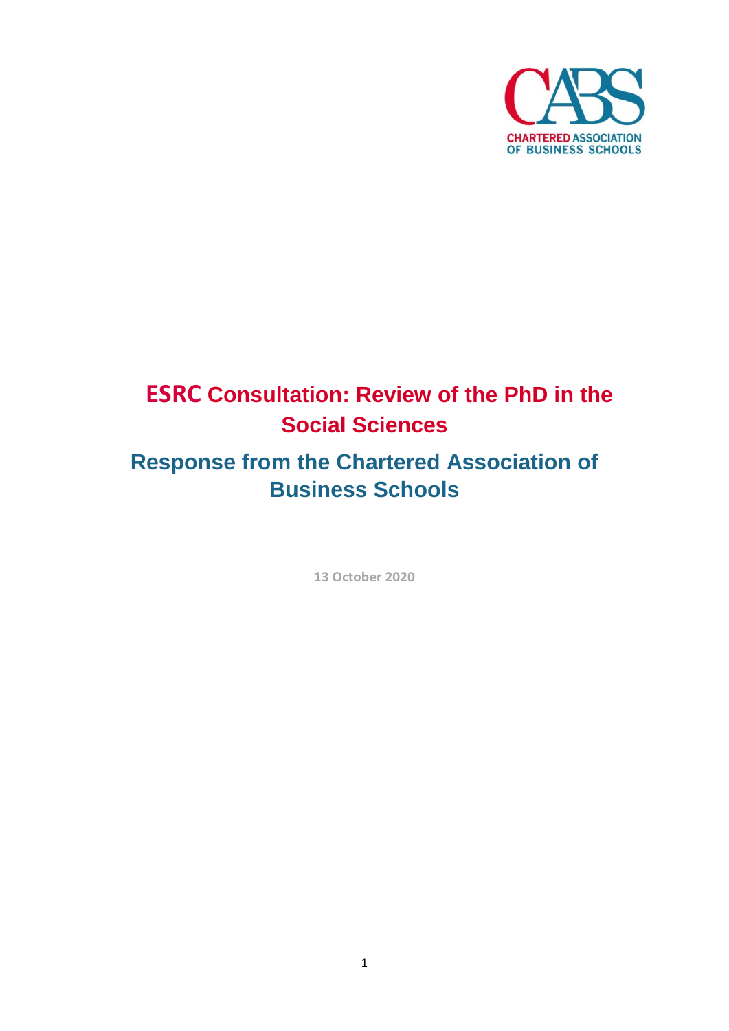CHARTERED ASSOCIATION OF BUSINESS SCHOOLS

# ESRC Consultation: Review of the PhD in the Social Sciences

## Response from the Chartered Association of Business Schools

**13 October 2020**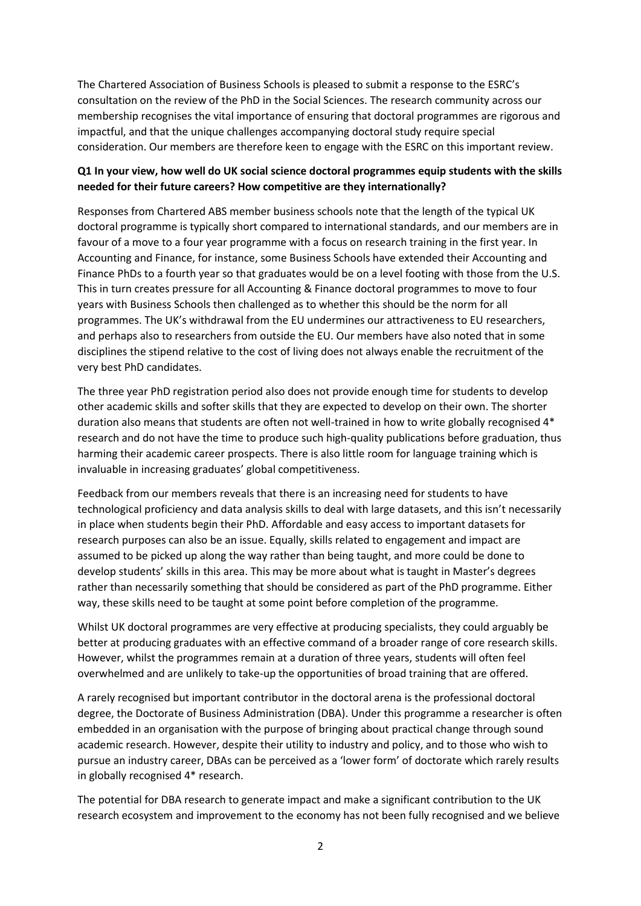The Chartered Association of Business Schools is pleased to submit a response to the ESRC's consultation on the review of the PhD in the Social Sciences. The research community across our membership recognises the vital importance of ensuring that doctoral programmes are rigorous and impactful, and that the unique challenges accompanying doctoral study require special consideration. Our members are therefore keen to engage with the ESRC on this important review.

**Q1 In your view, how well do UK social science doctoral programmes equip students with the skills needed for their future careers? How competitive are they internationally?**

Responses from Chartered ABS member business schools note that the length of the typical UK doctoral programme is typically short compared to international standards, and our members are in favour of a move to a four year programme with a focus on research training in the first year. In Accounting and Finance, for instance, some Business Schools have extended their Accounting and Finance PhDs to a fourth year so that graduates would be on a level footing with those from the U.S. This in turn creates pressure for all Accounting & Finance doctoral programmes to move to four years with Business Schools then challenged as to whether this should be the norm for all programmes. The UK's withdrawal from the EU undermines our attractiveness to EU researchers, and perhaps also to researchers from outside the EU. Our members have also noted that in some disciplines the stipend relative to the cost of living does not always enable the recruitment of the very best PhD candidates.

The three year PhD registration period also does not provide enough time for students to develop other academic skills and softer skills that they are expected to develop on their own. The shorter duration also means that students are often not well-trained in how to write globally recognised 4* research and do not have the time to produce such high-quality publications before graduation, thus harming their academic career prospects. There is also little room for language training which is invaluable in increasing graduates' global competitiveness.

Feedback from our members reveals that there is an increasing need for students to have technological proficiency and data analysis skills to deal with large datasets, and this isn't necessarily in place when students begin their PhD. Affordable and easy access to important datasets for research purposes can also be an issue. Equally, skills related to engagement and impact are assumed to be picked up along the way rather than being taught, and more could be done to develop students' skills in this area. This may be more about what is taught in Master's degrees rather than necessarily something that should be considered as part of the PhD programme. Either way, these skills need to be taught at some point before completion of the programme.

Whilst UK doctoral programmes are very effective at producing specialists, they could arguably be better at producing graduates with an effective command of a broader range of core research skills. However, whilst the programmes remain at a duration of three years, students will often feel overwhelmed and are unlikely to take-up the opportunities of broad training that are offered.

A rarely recognised but important contributor in the doctoral arena is the professional doctoral degree, the Doctorate of Business Administration (DBA). Under this programme a researcher is often embedded in an organisation with the purpose of bringing about practical change through sound academic research. However, despite their utility to industry and policy, and to those who wish to pursue an industry career, DBAs can be perceived as a 'lower form' of doctorate which rarely results in globally recognised 4* research.

The potential for DBA research to generate impact and make a significant contribution to the UK research ecosystem and improvement to the economy has not been fully recognised and we believe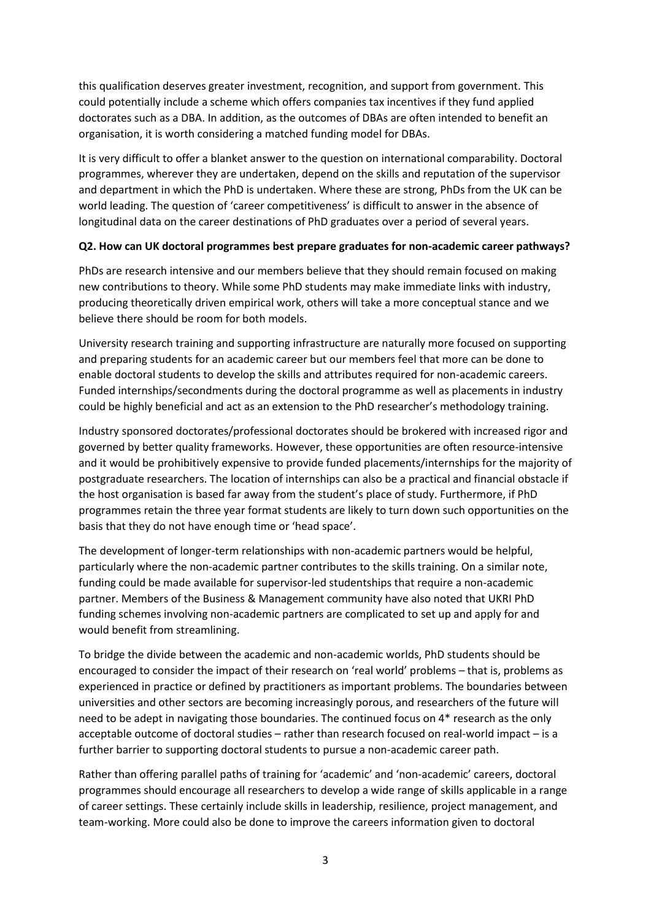this qualification deserves greater investment, recognition, and support from government. This could potentially include a scheme which offers companies tax incentives if they fund applied doctorates such as a DBA. In addition, as the outcomes of DBAs are often intended to benefit an organisation, it is worth considering a matched funding model for DBAs.

It is very difficult to offer a blanket answer to the question on international comparability. Doctoral programmes, wherever they are undertaken, depend on the skills and reputation of the supervisor and department in which the PhD is undertaken. Where these are strong, PhDs from the UK can be world leading. The question of 'career competitiveness' is difficult to answer in the absence of longitudinal data on the career destinations of PhD graduates over a period of several years.

**Q2. How can UK doctoral programmes best prepare graduates for non-academic career pathways?**

PhDs are research intensive and our members believe that they should remain focused on making new contributions to theory. While some PhD students may make immediate links with industry, producing theoretically driven empirical work, others will take a more conceptual stance and we believe there should be room for both models.

University research training and supporting infrastructure are naturally more focused on supporting and preparing students for an academic career but our members feel that more can be done to enable doctoral students to develop the skills and attributes required for non-academic careers. Funded internships/secondments during the doctoral programme as well as placements in industry could be highly beneficial and act as an extension to the PhD researcher's methodology training.

Industry sponsored doctorates/professional doctorates should be brokered with increased rigor and governed by better quality frameworks. However, these opportunities are often resource-intensive and it would be prohibitively expensive to provide funded placements/internships for the majority of postgraduate researchers. The location of internships can also be a practical and financial obstacle if the host organisation is based far away from the student's place of study. Furthermore, if PhD programmes retain the three year format students are likely to turn down such opportunities on the basis that they do not have enough time or 'head space'.

The development of longer-term relationships with non-academic partners would be helpful, particularly where the non-academic partner contributes to the skills training. On a similar note, funding could be made available for supervisor-led studentships that require a non-academic partner. Members of the Business & Management community have also noted that UKRI PhD funding schemes involving non-academic partners are complicated to set up and apply for and would benefit from streamlining.

To bridge the divide between the academic and non-academic worlds, PhD students should be encouraged to consider the impact of their research on 'real world' problems – that is, problems as experienced in practice or defined by practitioners as important problems. The boundaries between universities and other sectors are becoming increasingly porous, and researchers of the future will need to be adept in navigating those boundaries. The continued focus on 4* research as the only acceptable outcome of doctoral studies – rather than research focused on real-world impact – is a further barrier to supporting doctoral students to pursue a non-academic career path.

Rather than offering parallel paths of training for 'academic' and 'non-academic' careers, doctoral programmes should encourage all researchers to develop a wide range of skills applicable in a range of career settings. These certainly include skills in leadership, resilience, project management, and team-working. More could also be done to improve the careers information given to doctoral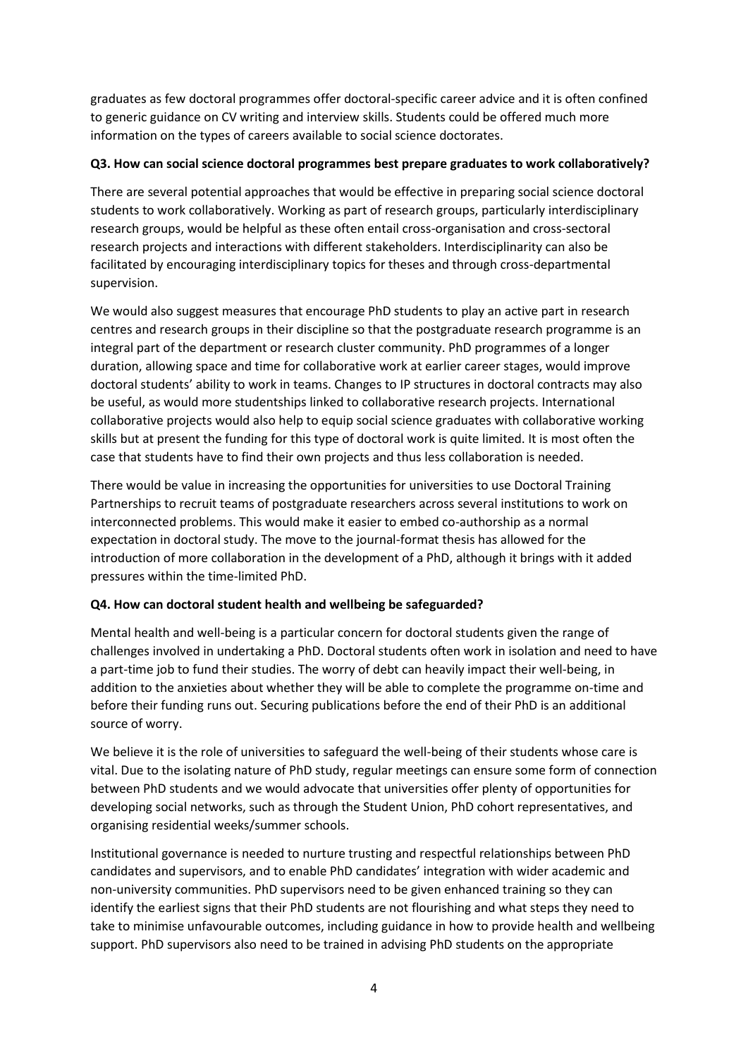graduates as few doctoral programmes offer doctoral-specific career advice and it is often confined to generic guidance on CV writing and interview skills. Students could be offered much more information on the types of careers available to social science doctorates.

**Q3. How can social science doctoral programmes best prepare graduates to work collaboratively?**

There are several potential approaches that would be effective in preparing social science doctoral students to work collaboratively. Working as part of research groups, particularly interdisciplinary research groups, would be helpful as these often entail cross-organisation and cross-sectoral research projects and interactions with different stakeholders. Interdisciplinarity can also be facilitated by encouraging interdisciplinary topics for theses and through cross-departmental supervision.

We would also suggest measures that encourage PhD students to play an active part in research centres and research groups in their discipline so that the postgraduate research programme is an integral part of the department or research cluster community. PhD programmes of a longer duration, allowing space and time for collaborative work at earlier career stages, would improve doctoral students' ability to work in teams. Changes to IP structures in doctoral contracts may also be useful, as would more studentships linked to collaborative research projects. International collaborative projects would also help to equip social science graduates with collaborative working skills but at present the funding for this type of doctoral work is quite limited. It is most often the case that students have to find their own projects and thus less collaboration is needed.

There would be value in increasing the opportunities for universities to use Doctoral Training Partnerships to recruit teams of postgraduate researchers across several institutions to work on interconnected problems. This would make it easier to embed co-authorship as a normal expectation in doctoral study. The move to the journal-format thesis has allowed for the introduction of more collaboration in the development of a PhD, although it brings with it added pressures within the time-limited PhD.

**Q4. How can doctoral student health and wellbeing be safeguarded?**

Mental health and well-being is a particular concern for doctoral students given the range of challenges involved in undertaking a PhD. Doctoral students often work in isolation and need to have a part-time job to fund their studies. The worry of debt can heavily impact their well-being, in addition to the anxieties about whether they will be able to complete the programme on-time and before their funding runs out. Securing publications before the end of their PhD is an additional source of worry.

We believe it is the role of universities to safeguard the well-being of their students whose care is vital. Due to the isolating nature of PhD study, regular meetings can ensure some form of connection between PhD students and we would advocate that universities offer plenty of opportunities for developing social networks, such as through the Student Union, PhD cohort representatives, and organising residential weeks/summer schools.

Institutional governance is needed to nurture trusting and respectful relationships between PhD candidates and supervisors, and to enable PhD candidates' integration with wider academic and non-university communities. PhD supervisors need to be given enhanced training so they can identify the earliest signs that their PhD students are not flourishing and what steps they need to take to minimise unfavourable outcomes, including guidance in how to provide health and wellbeing support. PhD supervisors also need to be trained in advising PhD students on the appropriate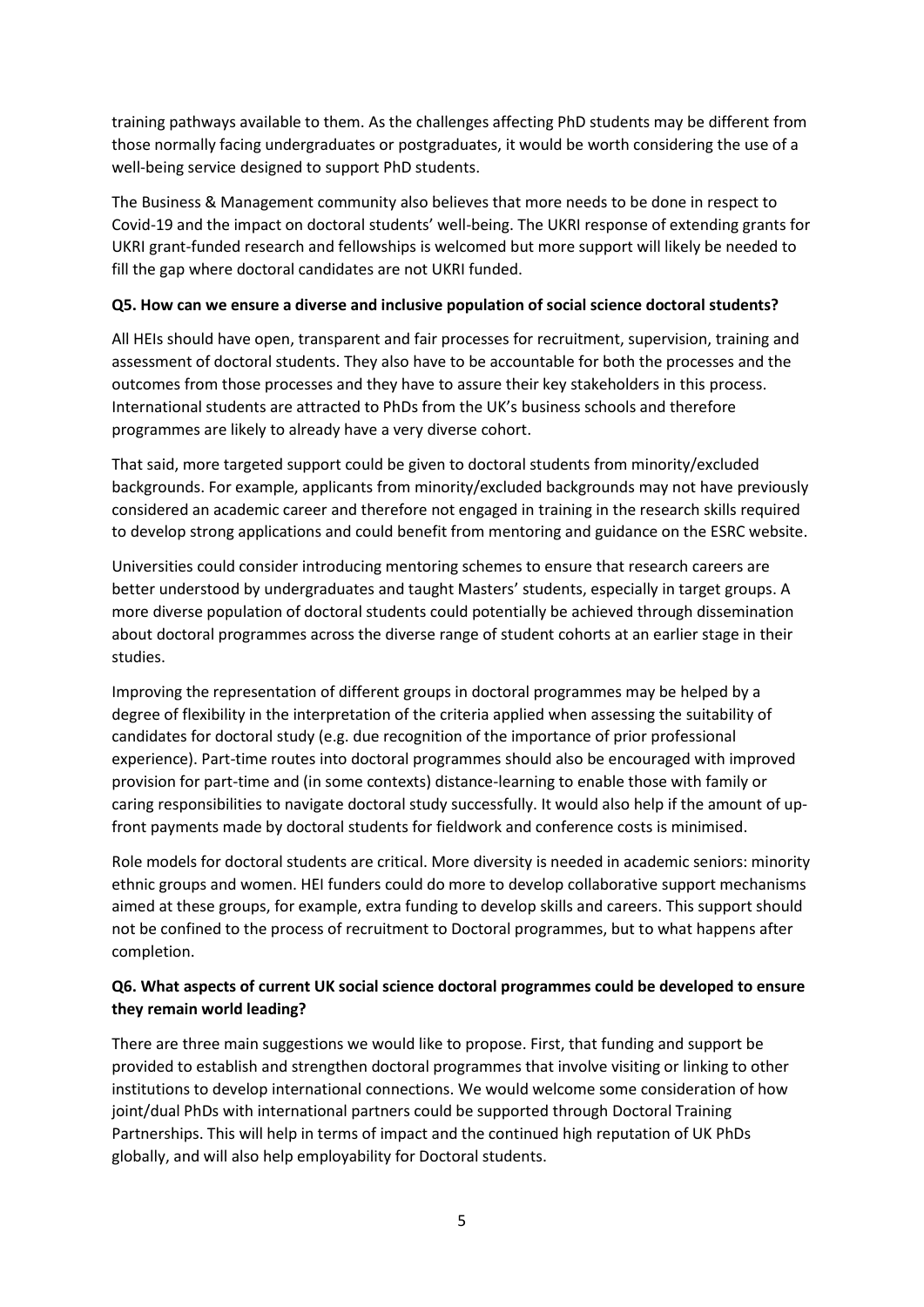training pathways available to them. As the challenges affecting PhD students may be different from those normally facing undergraduates or postgraduates, it would be worth considering the use of a well-being service designed to support PhD students.

The Business & Management community also believes that more needs to be done in respect to Covid-19 and the impact on doctoral students' well-being. The UKRI response of extending grants for UKRI grant-funded research and fellowships is welcomed but more support will likely be needed to fill the gap where doctoral candidates are not UKRI funded.

**Q5. How can we ensure a diverse and inclusive population of social science doctoral students?**

All HEIs should have open, transparent and fair processes for recruitment, supervision, training and assessment of doctoral students. They also have to be accountable for both the processes and the outcomes from those processes and they have to assure their key stakeholders in this process. International students are attracted to PhDs from the UK's business schools and therefore programmes are likely to already have a very diverse cohort.

That said, more targeted support could be given to doctoral students from minority/excluded backgrounds. For example, applicants from minority/excluded backgrounds may not have previously considered an academic career and therefore not engaged in training in the research skills required to develop strong applications and could benefit from mentoring and guidance on the ESRC website.

Universities could consider introducing mentoring schemes to ensure that research careers are better understood by undergraduates and taught Masters' students, especially in target groups. A more diverse population of doctoral students could potentially be achieved through dissemination about doctoral programmes across the diverse range of student cohorts at an earlier stage in their studies.

Improving the representation of different groups in doctoral programmes may be helped by a degree of flexibility in the interpretation of the criteria applied when assessing the suitability of candidates for doctoral study (e.g. due recognition of the importance of prior professional experience). Part-time routes into doctoral programmes should also be encouraged with improved provision for part-time and (in some contexts) distance-learning to enable those with family or caring responsibilities to navigate doctoral study successfully. It would also help if the amount of up-front payments made by doctoral students for fieldwork and conference costs is minimised.

Role models for doctoral students are critical. More diversity is needed in academic seniors: minority ethnic groups and women. HEI funders could do more to develop collaborative support mechanisms aimed at these groups, for example, extra funding to develop skills and careers. This support should not be confined to the process of recruitment to Doctoral programmes, but to what happens after completion.

**Q6. What aspects of current UK social science doctoral programmes could be developed to ensure they remain world leading?**

There are three main suggestions we would like to propose. First, that funding and support be provided to establish and strengthen doctoral programmes that involve visiting or linking to other institutions to develop international connections. We would welcome some consideration of how joint/dual PhDs with international partners could be supported through Doctoral Training Partnerships. This will help in terms of impact and the continued high reputation of UK PhDs globally, and will also help employability for Doctoral students.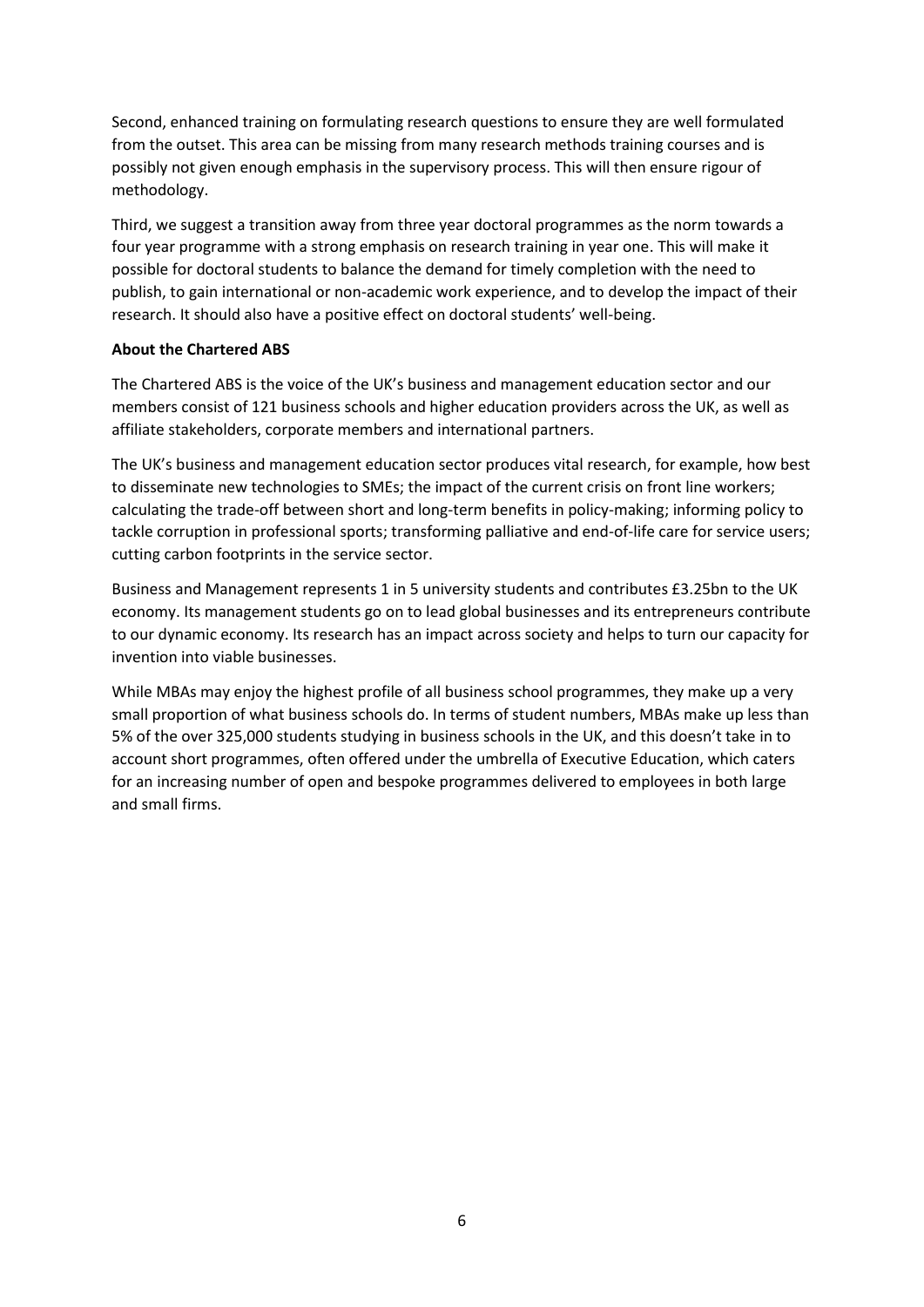Second, enhanced training on formulating research questions to ensure they are well formulated from the outset. This area can be missing from many research methods training courses and is possibly not given enough emphasis in the supervisory process. This will then ensure rigour of methodology.

Third, we suggest a transition away from three year doctoral programmes as the norm towards a four year programme with a strong emphasis on research training in year one. This will make it possible for doctoral students to balance the demand for timely completion with the need to publish, to gain international or non-academic work experience, and to develop the impact of their research. It should also have a positive effect on doctoral students' well-being.

**About the Chartered ABS**

The Chartered ABS is the voice of the UK's business and management education sector and our members consist of 121 business schools and higher education providers across the UK, as well as affiliate stakeholders, corporate members and international partners.

The UK's business and management education sector produces vital research, for example, how best to disseminate new technologies to SMEs; the impact of the current crisis on front line workers; calculating the trade-off between short and long-term benefits in policy-making; informing policy to tackle corruption in professional sports; transforming palliative and end-of-life care for service users; cutting carbon footprints in the service sector.

Business and Management represents 1 in 5 university students and contributes £3.25bn to the UK economy. Its management students go on to lead global businesses and its entrepreneurs contribute to our dynamic economy. Its research has an impact across society and helps to turn our capacity for invention into viable businesses.

While MBAs may enjoy the highest profile of all business school programmes, they make up a very small proportion of what business schools do. In terms of student numbers, MBAs make up less than 5% of the over 325,000 students studying in business schools in the UK, and this doesn't take in to account short programmes, often offered under the umbrella of Executive Education, which caters for an increasing number of open and bespoke programmes delivered to employees in both large and small firms.